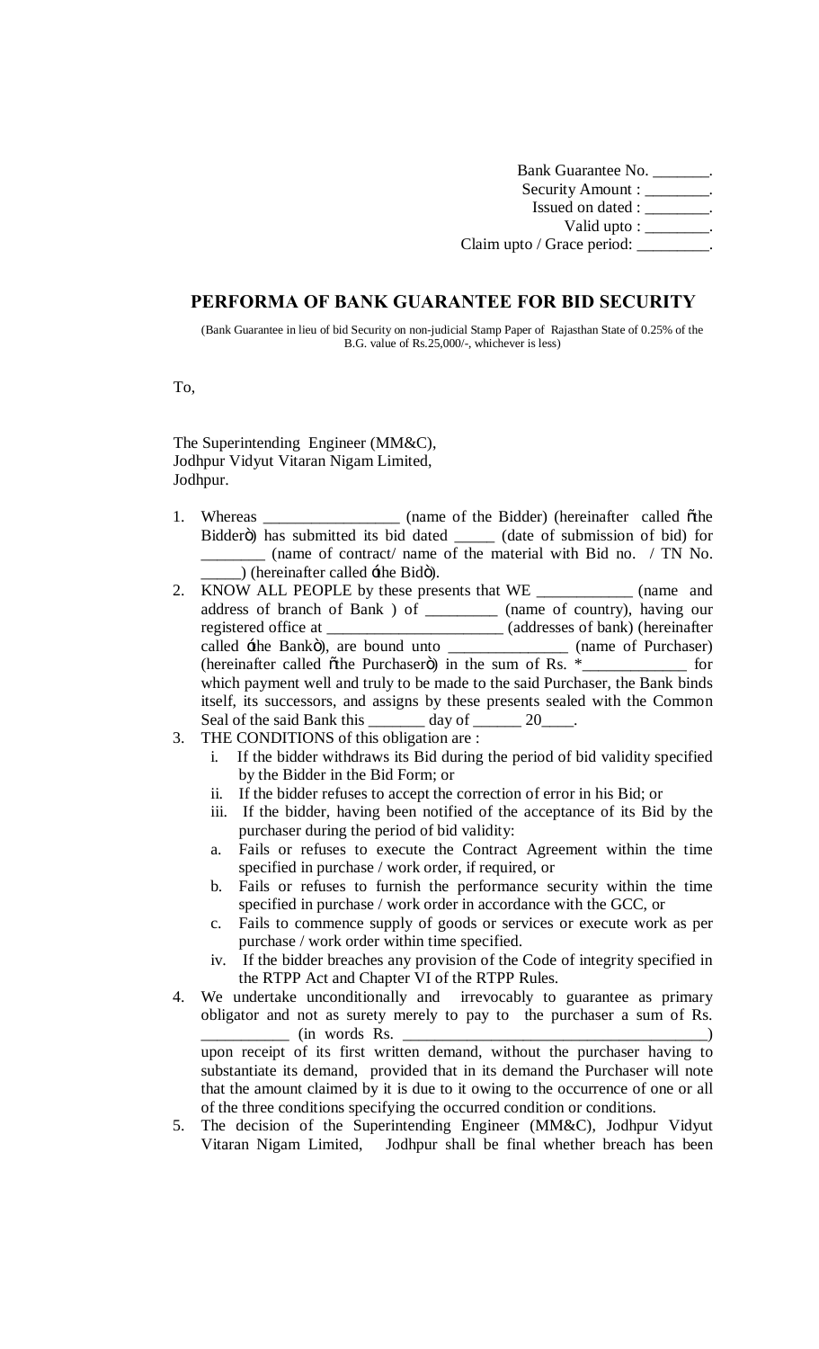Bank Guarantee No. _______.
Security Amount : ________.
Issued on dated : ________.
Valid upto : ________.
Claim upto / Grace period: _________.

## PERFORMA OF BANK GUARANTEE FOR BID SECURITY

(Bank Guarantee in lieu of bid Security on non-judicial Stamp Paper of Rajasthan State of 0.25% of the B.G. value of Rs.25,000/-, whichever is less)

To,

The Superintending Engineer (MM&C),
Jodhpur Vidyut Vitaran Nigam Limited,
Jodhpur.

1. Whereas _________________ (name of the Bidder) (hereinafter called "the Bidder") has submitted its bid dated _____ (date of submission of bid) for ________ (name of contract/ name of the material with Bid no. / TN No. _____) (hereinafter called 'the Bid').
2. KNOW ALL PEOPLE by these presents that WE ____________ (name and address of branch of Bank ) of _________ (name of country), having our registered office at ______________________ (addresses of bank) (hereinafter called 'the Bank"), are bound unto _______________ (name of Purchaser) (hereinafter called "the Purchaser") in the sum of Rs. *_____________ for which payment well and truly to be made to the said Purchaser, the Bank binds itself, its successors, and assigns by these presents sealed with the Common Seal of the said Bank this _______ day of ______ 20____.
3. THE CONDITIONS of this obligation are :
   i. If the bidder withdraws its Bid during the period of bid validity specified by the Bidder in the Bid Form; or
   ii. If the bidder refuses to accept the correction of error in his Bid; or
   iii. If the bidder, having been notified of the acceptance of its Bid by the purchaser during the period of bid validity:
   a. Fails or refuses to execute the Contract Agreement within the time specified in purchase / work order, if required, or
   b. Fails or refuses to furnish the performance security within the time specified in purchase / work order in accordance with the GCC, or
   c. Fails to commence supply of goods or services or execute work as per purchase / work order within time specified.
   iv. If the bidder breaches any provision of the Code of integrity specified in the RTPP Act and Chapter VI of the RTPP Rules.
4. We undertake unconditionally and irrevocably to guarantee as primary obligator and not as surety merely to pay to the purchaser a sum of Rs. ___________ (in words Rs. ______________________________________) upon receipt of its first written demand, without the purchaser having to substantiate its demand, provided that in its demand the Purchaser will note that the amount claimed by it is due to it owing to the occurrence of one or all of the three conditions specifying the occurred condition or conditions.
5. The decision of the Superintending Engineer (MM&C), Jodhpur Vidyut Vitaran Nigam Limited, Jodhpur shall be final whether breach has been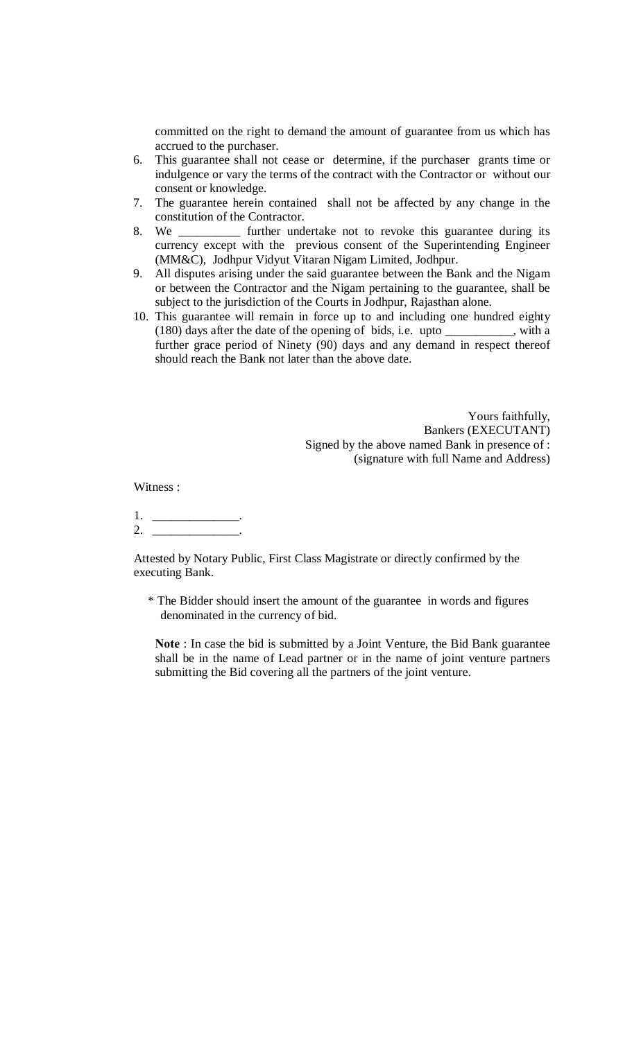committed on the right to demand the amount of guarantee from us which has accrued to the purchaser.

6. This guarantee shall not cease or determine, if the purchaser grants time or indulgence or vary the terms of the contract with the Contractor or without our consent or knowledge.
7. The guarantee herein contained shall not be affected by any change in the constitution of the Contractor.
8. We __________ further undertake not to revoke this guarantee during its currency except with the previous consent of the Superintending Engineer (MM&C), Jodhpur Vidyut Vitaran Nigam Limited, Jodhpur.
9. All disputes arising under the said guarantee between the Bank and the Nigam or between the Contractor and the Nigam pertaining to the guarantee, shall be subject to the jurisdiction of the Courts in Jodhpur, Rajasthan alone.
10. This guarantee will remain in force up to and including one hundred eighty (180) days after the date of the opening of bids, i.e. upto ___________, with a further grace period of Ninety (90) days and any demand in respect thereof should reach the Bank not later than the above date.

Yours faithfully,
Bankers (EXECUTANT)
Signed by the above named Bank in presence of :
(signature with full Name and Address)

Witness :

1. ______________.
2. ______________.

Attested by Notary Public, First Class Magistrate or directly confirmed by the executing Bank.

\* The Bidder should insert the amount of the guarantee in words and figures denominated in the currency of bid.

**Note** : In case the bid is submitted by a Joint Venture, the Bid Bank guarantee shall be in the name of Lead partner or in the name of joint venture partners submitting the Bid covering all the partners of the joint venture.